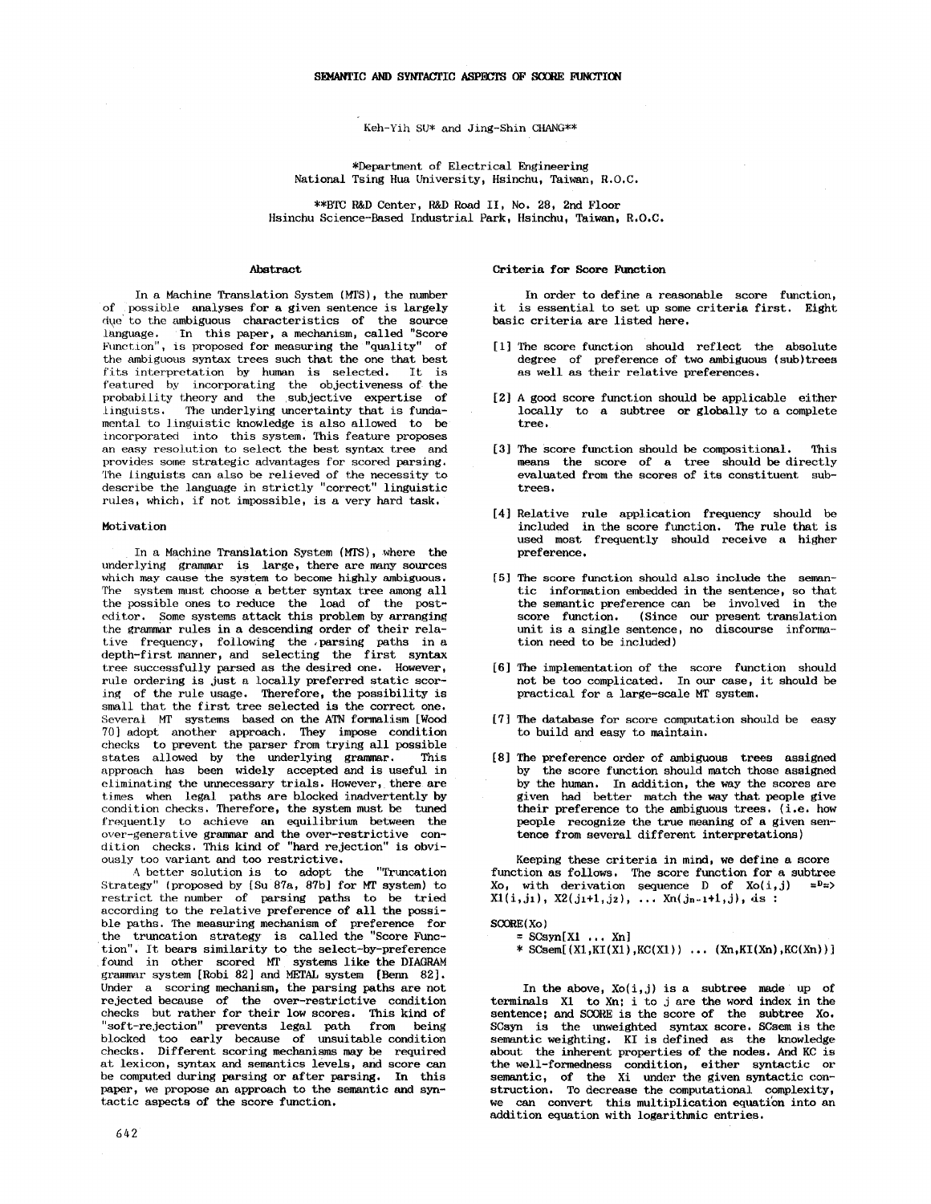# SEMANTIC AND SYNTACTIC ASPECTS OF SCORE FUNCTION

Keh-Yih SU* and Jing-Shin CHANG**

*Department of Electrical Engineering
National Tsing Hua University, Hsinchu, Taiwan, R.O.C.

**BTC R&D Center, R&D Road II, No. 28, 2nd Floor
Hsinchu Science-Based Industrial Park, Hsinchu, Taiwan, R.O.C.

## Abstract

In a Machine Translation System (MTS), the number of possible analyses for a given sentence is largely due to the ambiguous characteristics of the source language. In this paper, a mechanism, called "Score Function", is proposed for measuring the "quality" of the ambiguous syntax trees such that the one that best fits interpretation by human is selected. It is featured by incorporating the objectiveness of the probability theory and the subjective expertise of linguists. The underlying uncertainty that is fundamental to linguistic knowledge is also allowed to be incorporated into this system. This feature proposes an easy resolution to select the best syntax tree and provides some strategic advantages for scored parsing. The linguists can also be relieved of the necessity to describe the language in strictly "correct" linguistic rules, which, if not impossible, is a very hard task.

## Motivation

In a Machine Translation System (MTS), where the underlying grammar is large, there are many sources which may cause the system to become highly ambiguous. The system must choose a better syntax tree among all the possible ones to reduce the load of the post-editor. Some systems attack this problem by arranging the grammar rules in a descending order of their relative frequency, following the parsing paths in a depth-first manner, and selecting the first syntax tree successfully parsed as the desired one. However, rule ordering is just a locally preferred static scoring of the rule usage. Therefore, the possibility is small that the first tree selected is the correct one. Several MT systems based on the ATN formalism [Wood 70] adopt another approach. They impose condition checks to prevent the parser from trying all possible states allowed by the underlying grammar. This approach has been widely accepted and is useful in eliminating the unnecessary trials. However, there are times when legal paths are blocked inadvertently by condition checks. Therefore, the system must be tuned frequently to achieve an equilibrium between the over-generative grammar and the over-restrictive condition checks. This kind of "hard rejection" is obviously too variant and too restrictive.

A better solution is to adopt the "Truncation Strategy" (proposed by [Su 87a, 87b] for MT system) to restrict the number of parsing paths to be tried according to the relative preference of all the possible paths. The measuring mechanism of preference for the truncation strategy is called the "Score Function". It bears similarity to the select-by-preference found in other scored MT systems like the DIAGRAM grammar system [Robi 82] and METAL system [Benn 82]. Under a scoring mechanism, the parsing paths are not rejected because of the over-restrictive condition checks but rather for their low scores. This kind of "soft-rejection" prevents legal path from being blocked too early because of unsuitable condition checks. Different scoring mechanisms may be required at lexicon, syntax and semantics levels, and score can be computed during parsing or after parsing. In this paper, we propose an approach to the semantic and syntactic aspects of the score function.

## Criteria for Score Function

In order to define a reasonable score function, it is essential to set up some criteria first. Eight basic criteria are listed here.

[1] The score function should reflect the absolute degree of preference of two ambiguous (sub)trees as well as their relative preferences.

[2] A good score function should be applicable either locally to a subtree or globally to a complete tree.

[3] The score function should be compositional. This means the score of a tree should be directly evaluated from the scores of its constituent subtrees.

[4] Relative rule application frequency should be included in the score function. The rule that is used most frequently should receive a higher preference.

[5] The score function should also include the semantic information embedded in the sentence, so that the semantic preference can be involved in the score function. (Since our present translation unit is a single sentence, no discourse information need to be included)

[6] The implementation of the score function should not be too complicated. In our case, it should be practical for a large-scale MT system.

[7] The database for score computation should be easy to build and easy to maintain.

[8] The preference order of ambiguous trees assigned by the score function should match those assigned by the human. In addition, the way the scores are given had better match the way that people give their preference to the ambiguous trees. (i.e. how people recognize the true meaning of a given sentence from several different interpretations)

Keeping these criteria in mind, we define a score function as follows. The score function for a subtree $X_0$, with derivation sequence D of $X_0(i,j) \overset{D}{\Longrightarrow} X_1(i,j_1), X_2(j_1+1,j_2), \ldots X_n(j_{n-1}+1,j)$, is :

$$\begin{aligned}
\mathrm{SCORE}(X_0) &= \mathrm{SCsyn}[X_1 \ldots X_n] \\
&\quad * \mathrm{SCsem}[(X_1,\mathrm{KI}(X_1),\mathrm{KC}(X_1)) \ldots (X_n,\mathrm{KI}(X_n),\mathrm{KC}(X_n))]
\end{aligned}$$

In the above, $X_0(i,j)$ is a subtree made up of terminals $X_1$ to $X_n$; i to j are the word index in the sentence; and SCORE is the score of the subtree $X_0$. SCsyn is the unweighted syntax score. SCsem is the semantic weighting. KI is defined as the knowledge about the inherent properties of the nodes. And KC is the well-formedness condition, either syntactic or semantic, of the $X_i$ under the given syntactic construction. To decrease the computational complexity, we can convert this multiplication equation into an addition equation with logarithmic entries.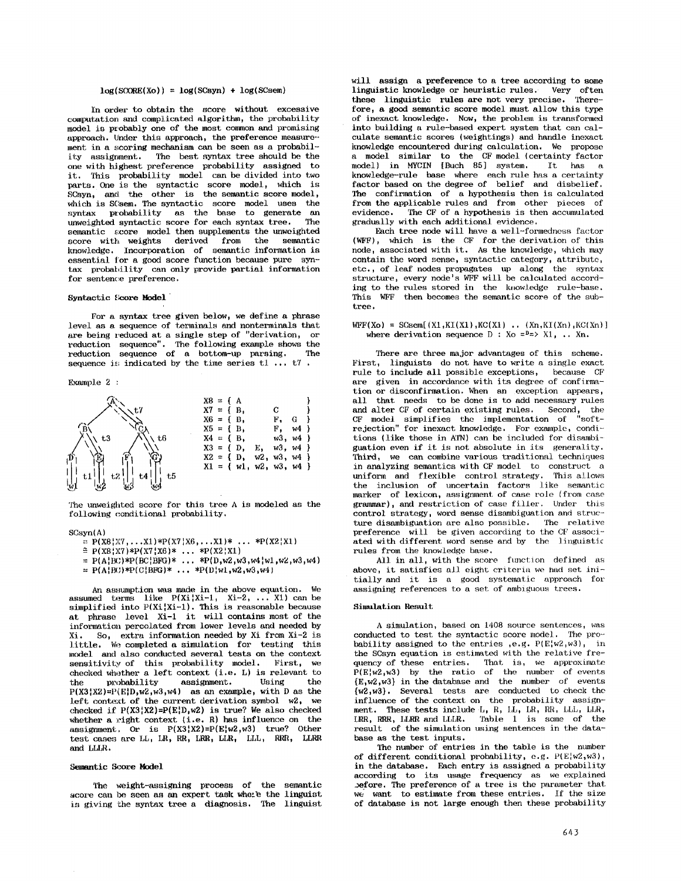$$\log(SCORE(Xo)) = \log(SCsyn) + \log(SCsem)$$

In order to obtain the score without excessive computation and complicated algorithm, the probability model is probably one of the most common and promising approach. Under this approach, the preference measurement in a scoring mechanism can be seen as a probability assignment. The best syntax tree should be the one with highest preference probability assigned to it. This probability model can be divided into two parts. One is the syntactic score model, which is SCsyn, and the other is the semantic score model, which is SCsem. The syntactic score model uses the syntax probability as the base to generate an unweighted syntactic score for each syntax tree. The semantic score model then supplements the unweighted score with weights derived from the semantic knowledge. Incorporation of semantic information is essential for a good score function because pure syntax probability can only provide partial information for sentence preference.

### Syntactic Score Model

For a syntax tree given below, we define a phrase level as a sequence of terminals and nonterminals that are being reduced at a single step of "derivation, or reduction sequence". The following example shows the reduction sequence of a bottom-up parsing. The sequence is indicated by the time series t1 ... t7 .

Example 2 :

```
X8 = { A                 }
X7 = { B,        C       }
X6 = { B,        F,  G   }
X5 = { B,        F,  w4  }
X4 = { B,        w3, w4  }
X3 = { D,  E,    w3, w4  }
X2 = { D,  w2,   w3, w4  }
X1 = { w1, w2,   w3, w4  }
```

The unweighted score for this tree A is modeled as the following conditional probability.

$$
\begin{aligned}
SCsyn(A) &= P(X8|X7,\ldots X1)*P(X7|X6,\ldots X1)* \ldots *P(X2|X1) \\
&\cong P(X8|X7)*P(X7|X6)* \ldots *P(X2|X1) \\
&= P(A|BC)*P(BC|BFG)* \ldots *P(D,w2,w3,w4|w1,w2,w3,w4) \\
&= P(A|BC)*P(C|BFG)* \ldots *P(D|w1,w2,w3,w4)
\end{aligned}
$$

An assumption was made in the above equation. We assumed terms like $P(Xi|Xi-1,\ Xi-2,\ \ldots\ X1)$ can be simplified into $P(Xi|Xi-1)$. This is reasonable because at phrase level Xi-1 it will contains most of the information percolated from lower levels and needed by Xi. So, extra information needed by Xi from Xi-2 is little. We completed a simulation for testing this model and also conducted several tests on the context sensitivity of this probability model. First, we checked whether a left context (i.e. L) is relevant to the probability assignment. Using the $P(X3|X2)=P(E|D,w2,w3,w4)$ as an example, with D as the left context of the current derivation symbol w2, we checked if $P(X3|X2)=P(E|D,w2)$ is true? We also checked whether a right context (i.e. R) has influence on the assignment. Or is $P(X3|X2)=P(E|w2,w3)$ true? Other test cases are LL, LR, RR, LRR, LLR, LLL, RRR, LLRR and LLLR.

### Semantic Score Model

The weight-assigning process of the semantic score can be seen as an expert task where the linguist is giving the syntax tree a diagnosis. The linguist will assign a preference to a tree according to some linguistic knowledge or heuristic rules. Very often these linguistic rules are not very precise. Therefore, a good semantic score model must allow this type of inexact knowledge. Now, the problem is transformed into building a rule-based expert system that can calculate semantic scores (weightings) and handle inexact knowledge encountered during calculation. We propose a model similar to the CF model (certainty factor model) in MYCIN [Buch 85] system. It has a knowledge-rule base where each rule has a certainty factor based on the degree of belief and disbelief. The confirmation of a hypothesis then is calculated from the applicable rules and from other pieces of evidence. The CF of a hypothesis is then accumulated gradually with each additional evidence.

Each tree node will have a well-formedness factor (WFF), which is the CF for the derivation of this node, associated with it. As the knowledge, which may contain the word sense, syntactic category, attribute, etc., of leaf nodes propagates up along the syntax structure, every node's WFF will be calculated according to the rules stored in the knowledge rule-base. This WFF then becomes the semantic score of the subtree.

$$WFF(Xo) = SCsem[(X1,KI(X1),KC(X1)\ \ldots\ (Xn,KI(Xn),KC(Xn)]$$
where derivation sequence $D : Xo \stackrel{D}{\Rightarrow} X1,\ \ldots\ Xn.$

There are three major advantages of this scheme. First, linguists do not have to write a single exact rule to include all possible exceptions, because CF are given in accordance with its degree of confirmation or disconfirmation. When an exception appears, all that needs to be done is to add necessary rules and alter CF of certain existing rules. Second, the CF model simplifies the implementation of "soft-rejection" for inexact knowledge. For example, conditions (like those in ATN) can be included for disambiguation even if it is not absolute in its generality. Third, we can combine various traditional techniques in analyzing semantics with CF model to construct a uniform and flexible control strategy. This allows the inclusion of uncertain factors like semantic marker of lexicon, assignment of case role (from case grammar), and restriction of case filler. Under this control strategy, word sense disambiguation and structure disambiguation are also possible. The relative preference will be given according to the CF associated with different word sense and by the linguistic rules from the knowledge base.

All in all, with the score function defined as above, it satisfies all eight criteria we had set initially and it is a good systematic approach for assigning references to a set of ambiguous trees.

### Simulation Result

A simulation, based on 1408 source sentences, was conducted to test the syntactic score model. The probability assigned to the entries ,e.g. $P(E|w2,w3)$, in the SCsyn equation is estimated with the relative frequency of these entries. That is, we approximate $P(E|w2,w3)$ by the ratio of the number of events {E,w2,w3} in the database and the number of events {w2,w3}. Several tests are conducted to check the influence of the context on the probability assignment. These tests include L, R, LL, LR, RR, LLL, LLR, LRR, RRR, LLRR and LLLR. Table 1 is some of the result of the simulation using sentences in the database as the test inputs.

The number of entries in the table is the number of different conditional probability, e.g. $P(E|w2,w3)$, in the database. Each entry is assigned a probability according to its usage frequency as we explained before. The preference of a tree is the parameter that we want to estimate from these entries. If the size of database is not large enough then these probability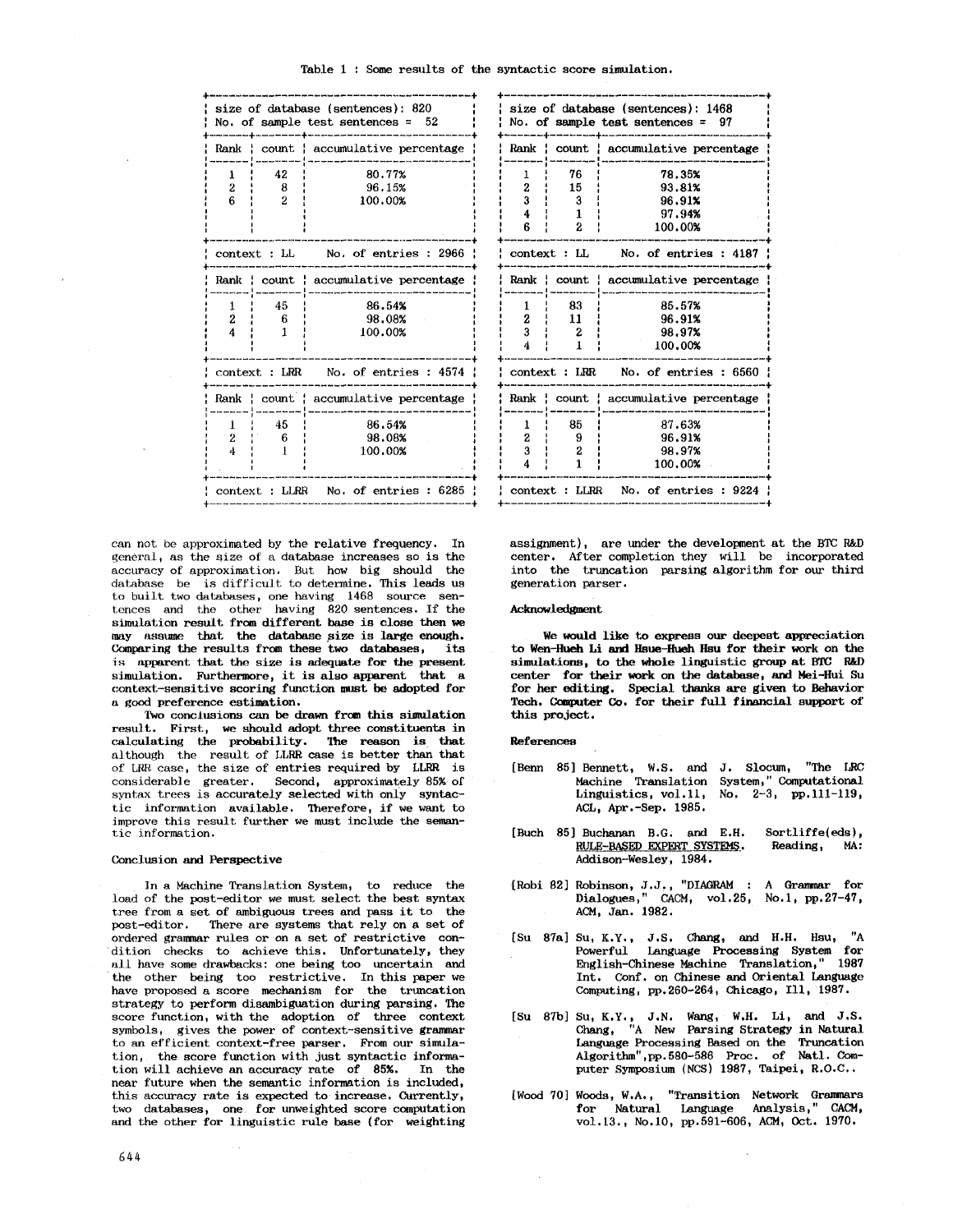Table 1 : Some results of the syntactic score simulation.

| size of database (sentences): 820<br>No. of sample test sentences = 52 | | |
|---|---|---|
| Rank | count | accumulative percentage |
| 1 | 42 | 80.77% |
| 2 | 8 | 96.15% |
| 6 | 2 | 100.00% |
| context : LL | No. of entries : 2966 | |
| Rank | count | accumulative percentage |
| 1 | 45 | 86.54% |
| 2 | 6 | 98.08% |
| 4 | 1 | 100.00% |
| context : LRR | No. of entries : 4574 | |
| Rank | count | accumulative percentage |
| 1 | 45 | 86.54% |
| 2 | 6 | 98.08% |
| 4 | 1 | 100.00% |
| context : LLRR | No. of entries : 6285 | |

| size of database (sentences): 1468<br>No. of sample test sentences = 97 | | |
|---|---|---|
| Rank | count | accumulative percentage |
| 1 | 76 | 78.35% |
| 2 | 15 | 93.81% |
| 3 | 3 | 96.91% |
| 4 | 1 | 97.94% |
| 6 | 2 | 100.00% |
| context : LL | No. of entries : 4187 | |
| Rank | count | accumulative percentage |
| 1 | 83 | 85.57% |
| 2 | 11 | 96.91% |
| 3 | 2 | 98.97% |
| 4 | 1 | 100.00% |
| context : LRR | No. of entries : 6560 | |
| Rank | count | accumulative percentage |
| 1 | 85 | 87.63% |
| 2 | 9 | 96.91% |
| 3 | 2 | 98.97% |
| 4 | 1 | 100.00% |
| context : LLRR | No. of entries : 9224 | |

can not be approximated by the relative frequency. In general, as the size of a database increases so is the accuracy of approximation. But how big should the database be is difficult to determine. This leads us to built two databases, one having 1468 source sentences and the other having 820 sentences. If the simulation result from different base is close then we may assume that the database size is large enough. Comparing the results from these two databases, its is apparent that the size is adequate for the present simulation. Furthermore, it is also apparent that a context-sensitive scoring function must be adopted for a good preference estimation.

Two conclusions can be drawn from this simulation result. First, we should adopt three constituents in calculating the probability. The reason is that although the result of LLRR case is better than that of LRR case, the size of entries required by LLRR is considerable greater. Second, approximately 85% of syntax trees is accurately selected with only syntactic information available. Therefore, if we want to improve this result further we must include the semantic information.

## Conclusion and Perspective

In a Machine Translation System, to reduce the load of the post-editor we must select the best syntax tree from a set of ambiguous trees and pass it to the post-editor. There are systems that rely on a set of ordered grammar rules or on a set of restrictive condition checks to achieve this. Unfortunately, they all have some drawbacks: one being too uncertain and the other being too restrictive. In this paper we have proposed a score mechanism for the truncation strategy to perform disambiguation during parsing. The score function, with the adoption of three context symbols, gives the power of context-sensitive grammar to an efficient context-free parser. From our simulation, the score function with just syntactic information will achieve an accuracy rate of 85%. In the near future when the semantic information is included, this accuracy rate is expected to increase. Currently, two databases, one for unweighted score computation and the other for linguistic rule base (for weighting assignment), are under the development at the BTC R&D center. After completion they will be incorporated into the truncation parsing algorithm for our third generation parser.

## Acknowledgment

We would like to express our deepest appreciation to Wen-Hueh Li and Hsue-Hueh Hsu for their work on the simulations, to the whole linguistic group at BTC R&D center for their work on the database, and Mei-Hui Su for her editing. Special thanks are given to Behavior Tech. Computer Co. for their full financial support of this project.

## References

[Benn 85] Bennett, W.S. and J. Slocum, "The LRC Machine Translation System," Computational Linguistics, vol.11, No. 2-3, pp.111-119, ACL, Apr.-Sep. 1985.

[Buch 85] Buchanan B.G. and E.H. Sortliffe(eds), RULE-BASED EXPERT SYSTEMS. Reading, MA: Addison-Wesley, 1984.

[Robi 82] Robinson, J.J., "DIAGRAM : A Grammar for Dialogues," CACM, vol.25, No.1, pp.27-47, ACM, Jan. 1982.

[Su 87a] Su, K.Y., J.S. Chang, and H.H. Hsu, "A Powerful Language Processing System for English-Chinese Machine Translation," 1987 Int. Conf. on Chinese and Oriental Language Computing, pp.260-264, Chicago, Ill, 1987.

[Su 87b] Su, K.Y., J.N. Wang, W.H. Li, and J.S. Chang, "A New Parsing Strategy in Natural Language Processing Based on the Truncation Algorithm",pp.580-586 Proc. of Natl. Computer Symposium (NCS) 1987, Taipei, R.O.C..

[Wood 70] Woods, W.A., "Transition Network Grammars for Natural Language Analysis," CACM, vol.13., No.10, pp.591-606, ACM, Oct. 1970.